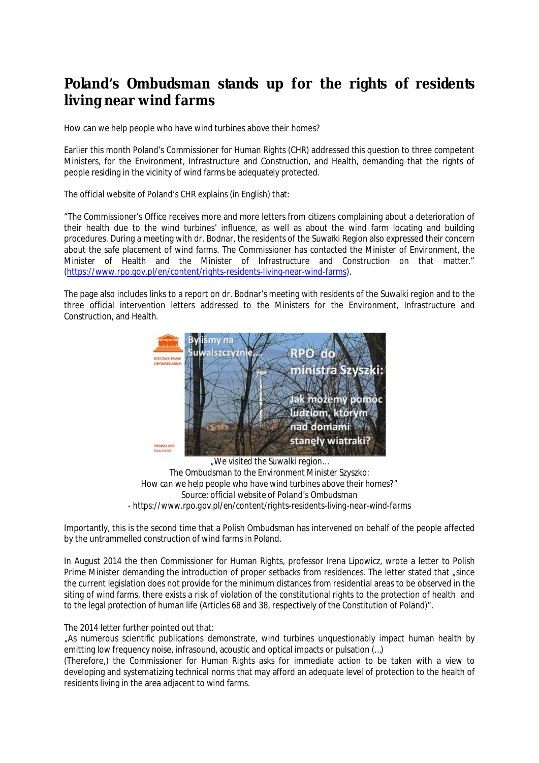# Poland's Ombudsman stands up for the rights of residents living near wind farms

How can we help people who have wind turbines above their homes?

Earlier this month Poland's Commissioner for Human Rights (CHR) addressed this question to three competent Ministers, for the Environment, Infrastructure and Construction, and Health, demanding that the rights of people residing in the vicinity of wind farms be adequately protected.

The official website of Poland's CHR explains (in English) that:

"The Commissioner's Office receives more and more letters from citizens complaining about a deterioration of their health due to the wind turbines' influence, as well as about the wind farm locating and building procedures. During a meeting with dr. Bodnar, the residents of the Suwałki Region also expressed their concern about the safe placement of wind farms. The Commissioner has contacted the Minister of Environment, the Minister of Health and the Minister of Infrastructure and Construction on that matter." (https://www.rpo.gov.pl/en/content/rights-residents-living-near-wind-farms).

The page also includes links to a report on dr. Bodnar's meeting with residents of the Suwalki region and to the three official intervention letters addressed to the Ministers for the Environment, Infrastructure and Construction, and Health.

*„We visited the Suwalki region…*
*The Ombudsman to the Environment Minister Szyszko:*
*How can we help people who have wind turbines above their homes?"*
*Source: official website of Poland's Ombudsman*
*- https://www.rpo.gov.pl/en/content/rights-residents-living-near-wind-farms*

Importantly, this is the second time that a Polish Ombudsman has intervened on behalf of the people affected by the untrammelled construction of wind farms in Poland.

In August 2014 the then Commissioner for Human Rights, professor Irena Lipowicz, wrote a letter to Polish Prime Minister demanding the introduction of proper setbacks from residences. The letter stated that „since the current legislation does not provide for the minimum distances from residential areas to be observed in the siting of wind farms, there exists a risk of violation of the constitutional rights to the protection of health and to the legal protection of human life (Articles 68 and 38, respectively of the Constitution of Poland)".

The 2014 letter further pointed out that:
„As numerous scientific publications demonstrate, wind turbines unquestionably impact human health by emitting low frequency noise, infrasound, acoustic and optical impacts or pulsation (…)
(Therefore,) the Commissioner for Human Rights asks for immediate action to be taken with a view to developing and systematizing technical norms that may afford an adequate level of protection to the health of residents living in the area adjacent to wind farms.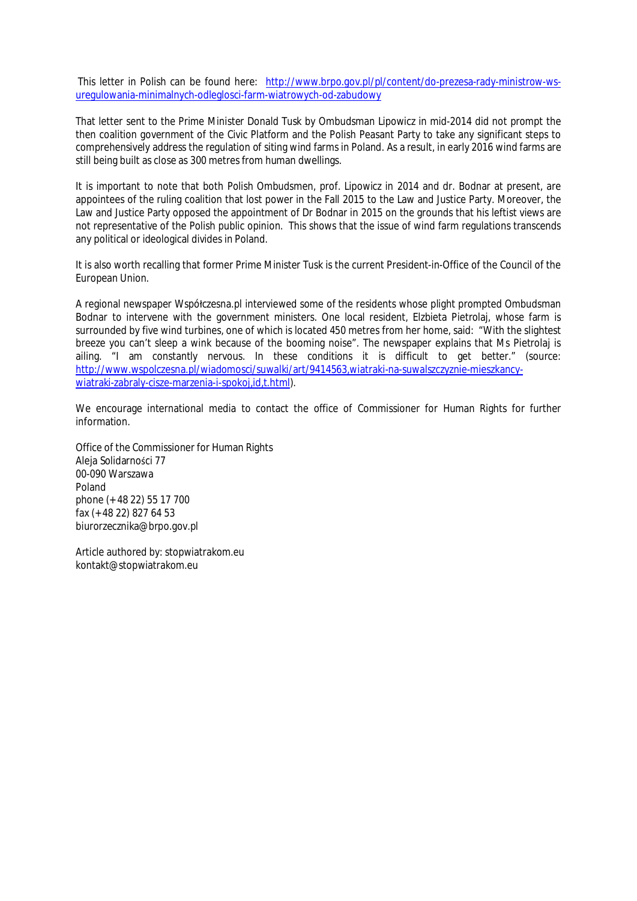This letter in Polish can be found here: [http://www.brpo.gov.pl/pl/content/do-prezesa-rady-ministrow-ws-uregulowania-minimalnych-odleglosci-farm-wiatrowych-od-zabudowy](http://www.brpo.gov.pl/pl/content/do-prezesa-rady-ministrow-ws-uregulowania-minimalnych-odleglosci-farm-wiatrowych-od-zabudowy)

That letter sent to the Prime Minister Donald Tusk by Ombudsman Lipowicz in mid-2014 did not prompt the then coalition government of the Civic Platform and the Polish Peasant Party to take any significant steps to comprehensively address the regulation of siting wind farms in Poland. As a result, in early 2016 wind farms are still being built as close as 300 metres from human dwellings.

It is important to note that both Polish Ombudsmen, prof. Lipowicz in 2014 and dr. Bodnar at present, are appointees of the ruling coalition that lost power in the Fall 2015 to the Law and Justice Party. Moreover, the Law and Justice Party opposed the appointment of Dr Bodnar in 2015 on the grounds that his leftist views are not representative of the Polish public opinion. This shows that the issue of wind farm regulations transcends any political or ideological divides in Poland.

It is also worth recalling that former Prime Minister Tusk is the current President-in-Office of the Council of the European Union.

A regional newspaper Współczesna.pl interviewed some of the residents whose plight prompted Ombudsman Bodnar to intervene with the government ministers. One local resident, Elzbieta Pietrolaj, whose farm is surrounded by five wind turbines, one of which is located 450 metres from her home, said: "With the slightest breeze you can't sleep a wink because of the booming noise". The newspaper explains that Ms Pietrolaj is ailing. "I am constantly nervous. In these conditions it is difficult to get better." (source: [http://www.wspolczesna.pl/wiadomosci/suwalki/art/9414563,wiatraki-na-suwalszczyznie-mieszkancy-wiatraki-zabraly-cisze-marzenia-i-spokoj,id,t.html](http://www.wspolczesna.pl/wiadomosci/suwalki/art/9414563,wiatraki-na-suwalszczyznie-mieszkancy-wiatraki-zabraly-cisze-marzenia-i-spokoj,id,t.html)).

We encourage international media to contact the office of Commissioner for Human Rights for further information.

Office of the Commissioner for Human Rights  
Aleja Solidarności 77  
00-090 Warszawa  
Poland  
phone (+48 22) 55 17 700  
fax (+48 22) 827 64 53  
biurorzecznika@brpo.gov.pl

Article authored by: stopwiatrakom.eu  
kontakt@stopwiatrakom.eu